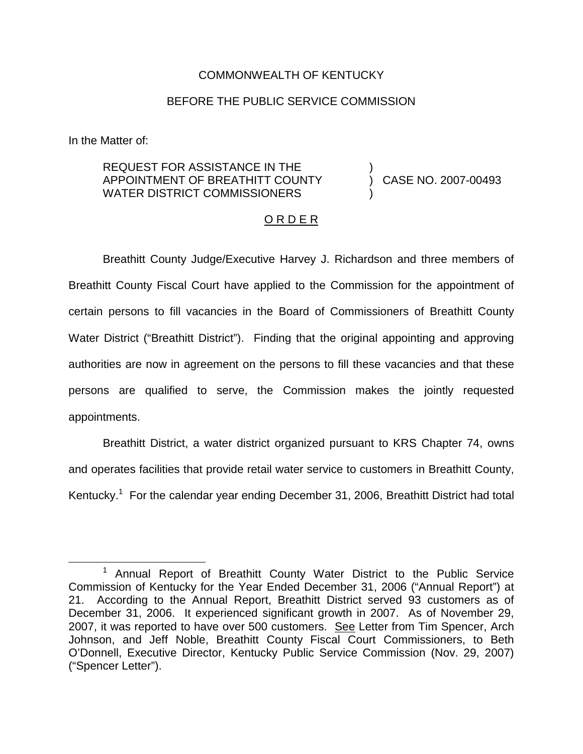COMMONWEALTH OF KENTUCKY

BEFORE THE PUBLIC SERVICE COMMISSION

In the Matter of:

REQUEST FOR ASSISTANCE IN THE APPOINTMENT OF BREATHITT COUNTY WATER DISTRICT COMMISSIONERS ) CASE NO. 2007-00493

O R D E R

Breathitt County Judge/Executive Harvey J. Richardson and three members of Breathitt County Fiscal Court have applied to the Commission for the appointment of certain persons to fill vacancies in the Board of Commissioners of Breathitt County Water District ("Breathitt District"). Finding that the original appointing and approving authorities are now in agreement on the persons to fill these vacancies and that these persons are qualified to serve, the Commission makes the jointly requested appointments.

Breathitt District, a water district organized pursuant to KRS Chapter 74, owns and operates facilities that provide retail water service to customers in Breathitt County, Kentucky.[1] For the calendar year ending December 31, 2006, Breathitt District had total

[1] Annual Report of Breathitt County Water District to the Public Service Commission of Kentucky for the Year Ended December 31, 2006 ("Annual Report") at 21. According to the Annual Report, Breathitt District served 93 customers as of December 31, 2006. It experienced significant growth in 2007. As of November 29, 2007, it was reported to have over 500 customers. See Letter from Tim Spencer, Arch Johnson, and Jeff Noble, Breathitt County Fiscal Court Commissioners, to Beth O'Donnell, Executive Director, Kentucky Public Service Commission (Nov. 29, 2007) ("Spencer Letter").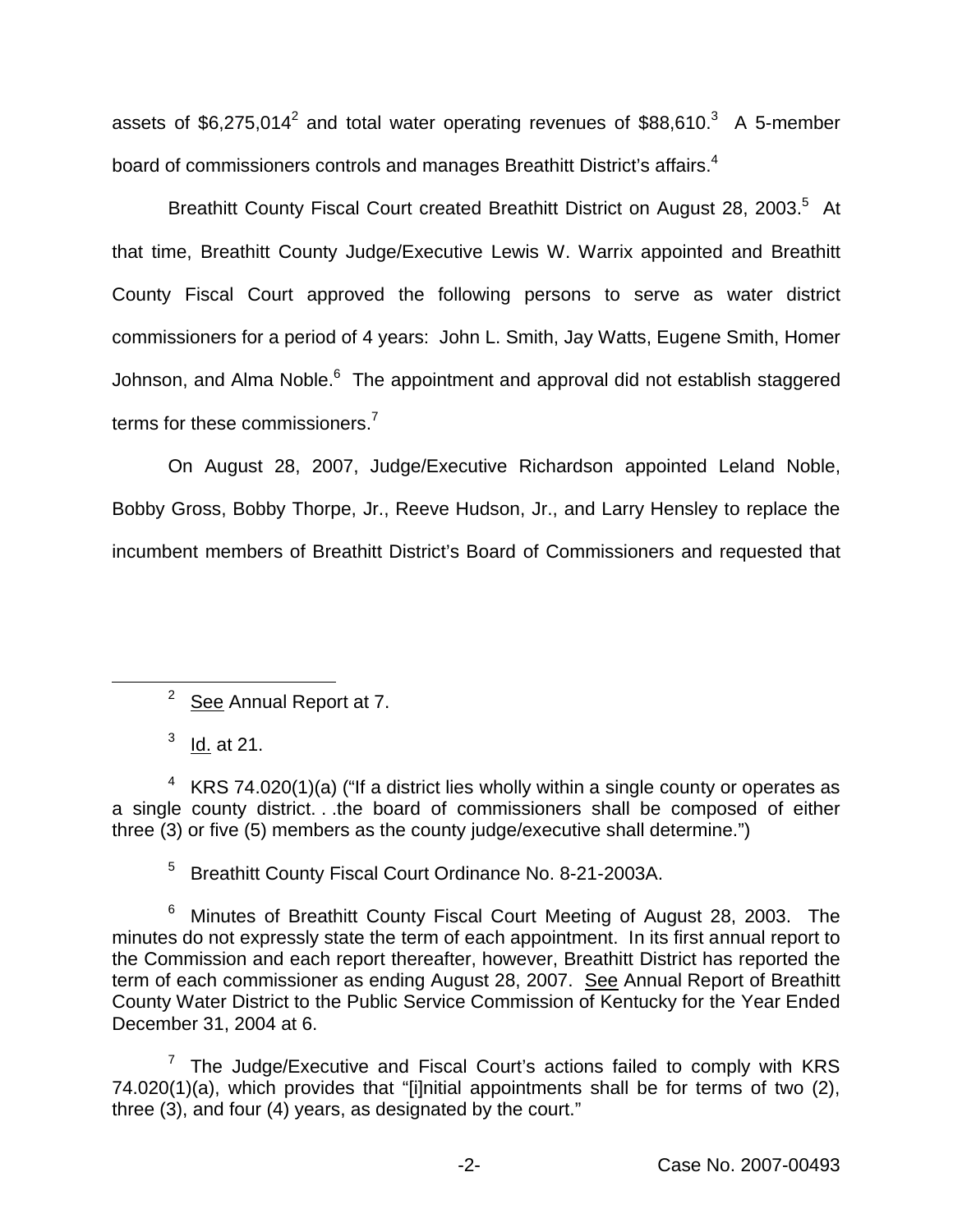assets of $6,275,014[2] and total water operating revenues of $88,610.[3] A 5-member board of commissioners controls and manages Breathitt District's affairs.[4]

Breathitt County Fiscal Court created Breathitt District on August 28, 2003.[5] At that time, Breathitt County Judge/Executive Lewis W. Warrix appointed and Breathitt County Fiscal Court approved the following persons to serve as water district commissioners for a period of 4 years: John L. Smith, Jay Watts, Eugene Smith, Homer Johnson, and Alma Noble.[6] The appointment and approval did not establish staggered terms for these commissioners.[7]

On August 28, 2007, Judge/Executive Richardson appointed Leland Noble, Bobby Gross, Bobby Thorpe, Jr., Reeve Hudson, Jr., and Larry Hensley to replace the incumbent members of Breathitt District's Board of Commissioners and requested that

---

[2] See Annual Report at 7.

[3] Id. at 21.

[4] KRS 74.020(1)(a) ("If a district lies wholly within a single county or operates as a single county district. . .the board of commissioners shall be composed of either three (3) or five (5) members as the county judge/executive shall determine.")

[5] Breathitt County Fiscal Court Ordinance No. 8-21-2003A.

[6] Minutes of Breathitt County Fiscal Court Meeting of August 28, 2003. The minutes do not expressly state the term of each appointment. In its first annual report to the Commission and each report thereafter, however, Breathitt District has reported the term of each commissioner as ending August 28, 2007. See Annual Report of Breathitt County Water District to the Public Service Commission of Kentucky for the Year Ended December 31, 2004 at 6.

[7] The Judge/Executive and Fiscal Court's actions failed to comply with KRS 74.020(1)(a), which provides that "[i]nitial appointments shall be for terms of two (2), three (3), and four (4) years, as designated by the court."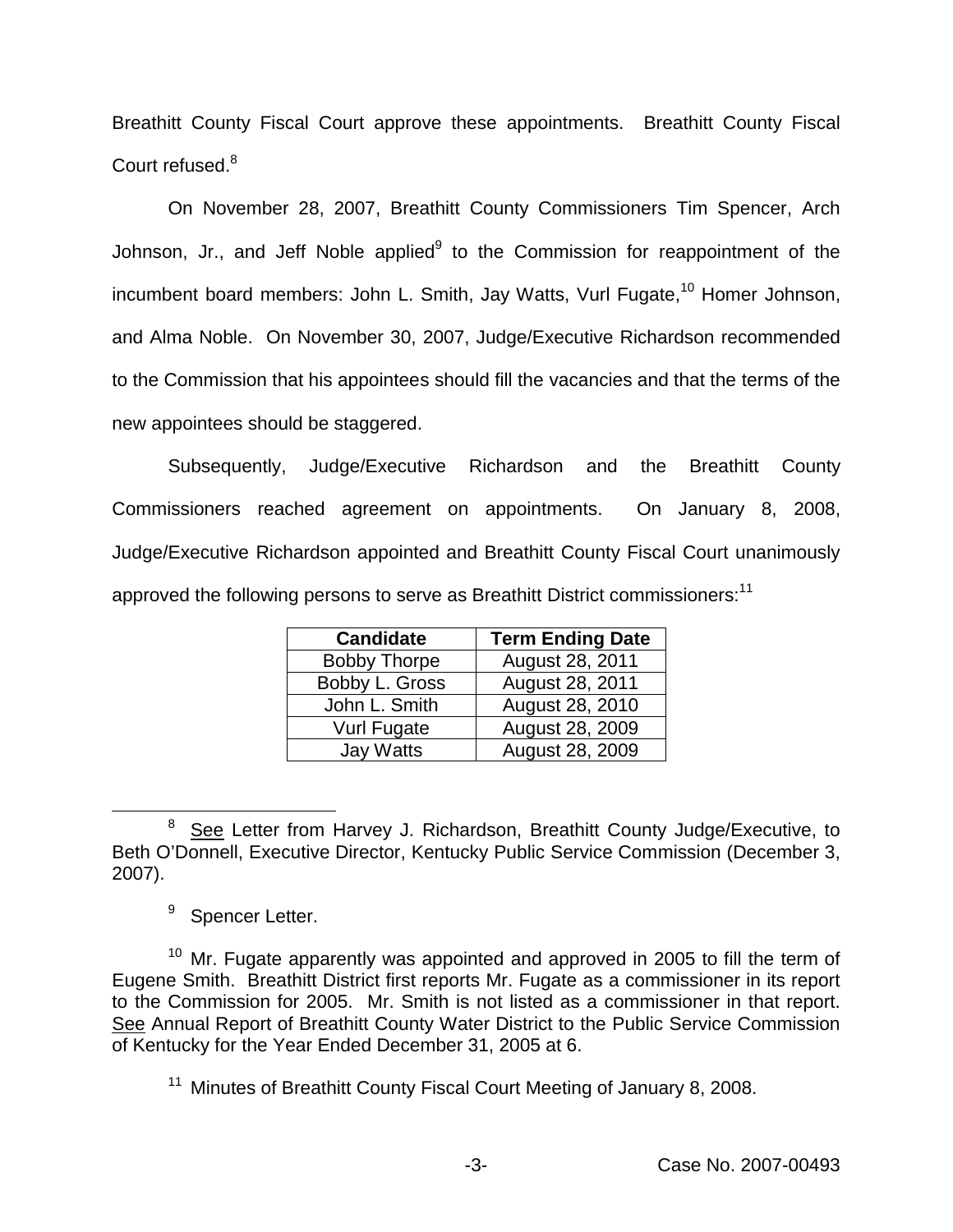Breathitt County Fiscal Court approve these appointments. Breathitt County Fiscal Court refused.[8]

On November 28, 2007, Breathitt County Commissioners Tim Spencer, Arch Johnson, Jr., and Jeff Noble applied[9] to the Commission for reappointment of the incumbent board members: John L. Smith, Jay Watts, Vurl Fugate,[10] Homer Johnson, and Alma Noble. On November 30, 2007, Judge/Executive Richardson recommended to the Commission that his appointees should fill the vacancies and that the terms of the new appointees should be staggered.

Subsequently, Judge/Executive Richardson and the Breathitt County Commissioners reached agreement on appointments. On January 8, 2008, Judge/Executive Richardson appointed and Breathitt County Fiscal Court unanimously approved the following persons to serve as Breathitt District commissioners:[11]

| Candidate | Term Ending Date |
|---|---|
| Bobby Thorpe | August 28, 2011 |
| Bobby L. Gross | August 28, 2011 |
| John L. Smith | August 28, 2010 |
| Vurl Fugate | August 28, 2009 |
| Jay Watts | August 28, 2009 |

---

[8] See Letter from Harvey J. Richardson, Breathitt County Judge/Executive, to Beth O'Donnell, Executive Director, Kentucky Public Service Commission (December 3, 2007).

[9] Spencer Letter.

[10] Mr. Fugate apparently was appointed and approved in 2005 to fill the term of Eugene Smith. Breathitt District first reports Mr. Fugate as a commissioner in its report to the Commission for 2005. Mr. Smith is not listed as a commissioner in that report. See Annual Report of Breathitt County Water District to the Public Service Commission of Kentucky for the Year Ended December 31, 2005 at 6.

[11] Minutes of Breathitt County Fiscal Court Meeting of January 8, 2008.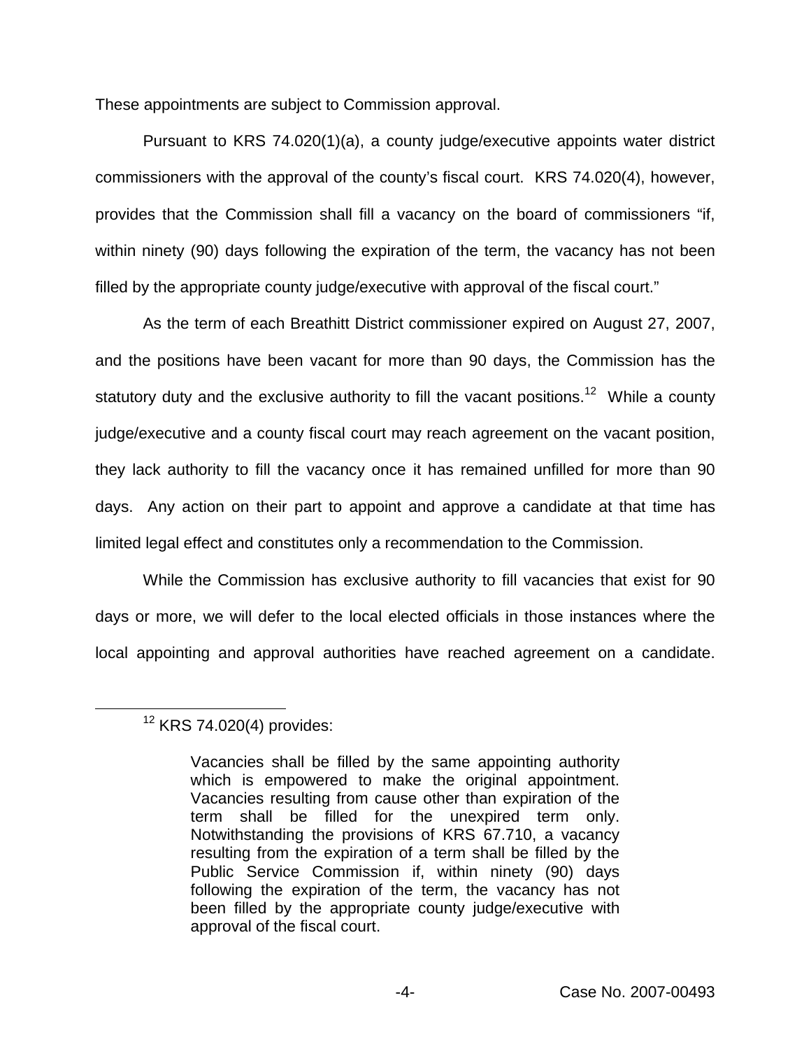These appointments are subject to Commission approval.

Pursuant to KRS 74.020(1)(a), a county judge/executive appoints water district commissioners with the approval of the county's fiscal court. KRS 74.020(4), however, provides that the Commission shall fill a vacancy on the board of commissioners "if, within ninety (90) days following the expiration of the term, the vacancy has not been filled by the appropriate county judge/executive with approval of the fiscal court."

As the term of each Breathitt District commissioner expired on August 27, 2007, and the positions have been vacant for more than 90 days, the Commission has the statutory duty and the exclusive authority to fill the vacant positions.[12] While a county judge/executive and a county fiscal court may reach agreement on the vacant position, they lack authority to fill the vacancy once it has remained unfilled for more than 90 days. Any action on their part to appoint and approve a candidate at that time has limited legal effect and constitutes only a recommendation to the Commission.

While the Commission has exclusive authority to fill vacancies that exist for 90 days or more, we will defer to the local elected officials in those instances where the local appointing and approval authorities have reached agreement on a candidate.

---

[12] KRS 74.020(4) provides:

> Vacancies shall be filled by the same appointing authority which is empowered to make the original appointment. Vacancies resulting from cause other than expiration of the term shall be filled for the unexpired term only. Notwithstanding the provisions of KRS 67.710, a vacancy resulting from the expiration of a term shall be filled by the Public Service Commission if, within ninety (90) days following the expiration of the term, the vacancy has not been filled by the appropriate county judge/executive with approval of the fiscal court.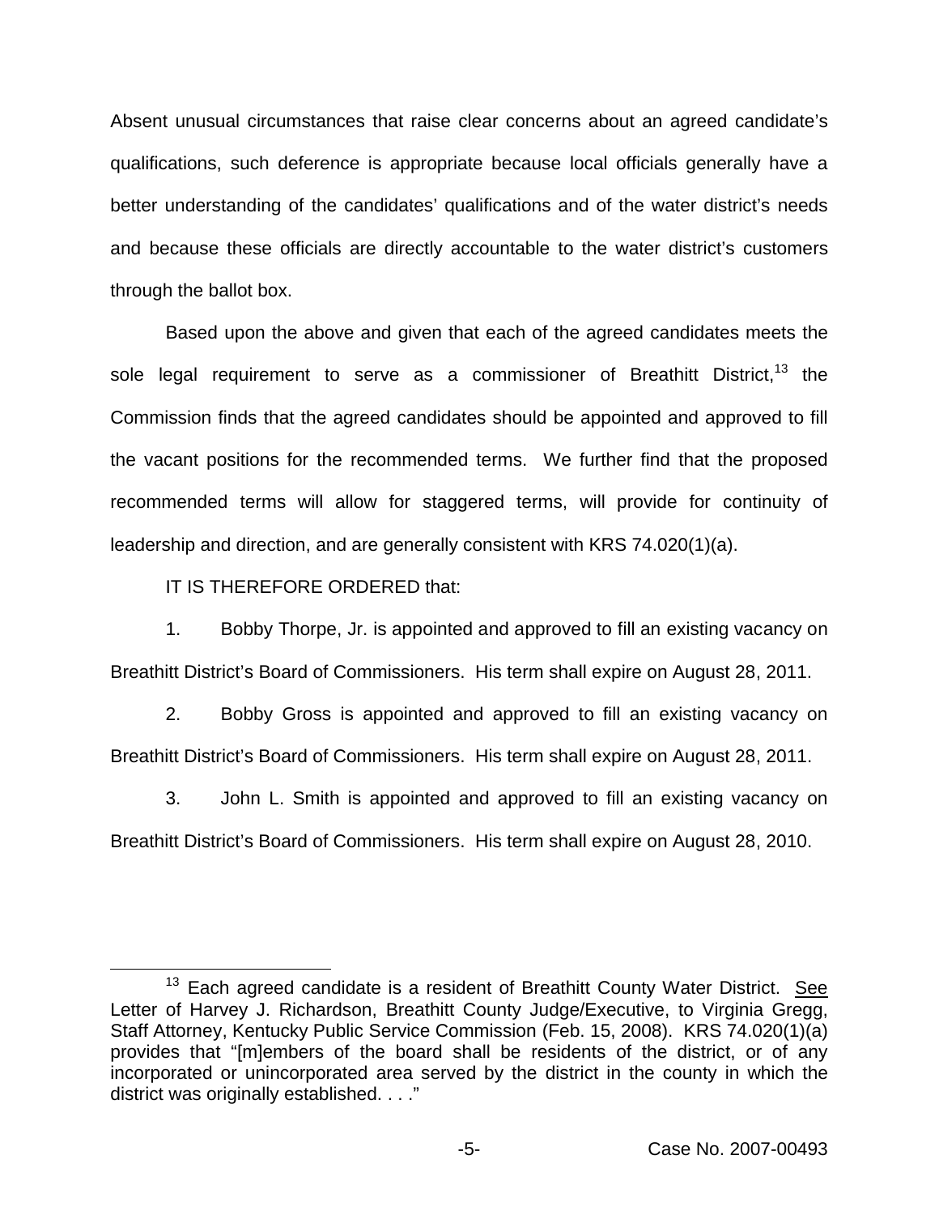Absent unusual circumstances that raise clear concerns about an agreed candidate's qualifications, such deference is appropriate because local officials generally have a better understanding of the candidates' qualifications and of the water district's needs and because these officials are directly accountable to the water district's customers through the ballot box.

Based upon the above and given that each of the agreed candidates meets the sole legal requirement to serve as a commissioner of Breathitt District,[13] the Commission finds that the agreed candidates should be appointed and approved to fill the vacant positions for the recommended terms. We further find that the proposed recommended terms will allow for staggered terms, will provide for continuity of leadership and direction, and are generally consistent with KRS 74.020(1)(a).

IT IS THEREFORE ORDERED that:

1. Bobby Thorpe, Jr. is appointed and approved to fill an existing vacancy on Breathitt District's Board of Commissioners. His term shall expire on August 28, 2011.

2. Bobby Gross is appointed and approved to fill an existing vacancy on Breathitt District's Board of Commissioners. His term shall expire on August 28, 2011.

3. John L. Smith is appointed and approved to fill an existing vacancy on Breathitt District's Board of Commissioners. His term shall expire on August 28, 2010.

---

[13] Each agreed candidate is a resident of Breathitt County Water District. See Letter of Harvey J. Richardson, Breathitt County Judge/Executive, to Virginia Gregg, Staff Attorney, Kentucky Public Service Commission (Feb. 15, 2008). KRS 74.020(1)(a) provides that "[m]embers of the board shall be residents of the district, or of any incorporated or unincorporated area served by the district in the county in which the district was originally established. . . ."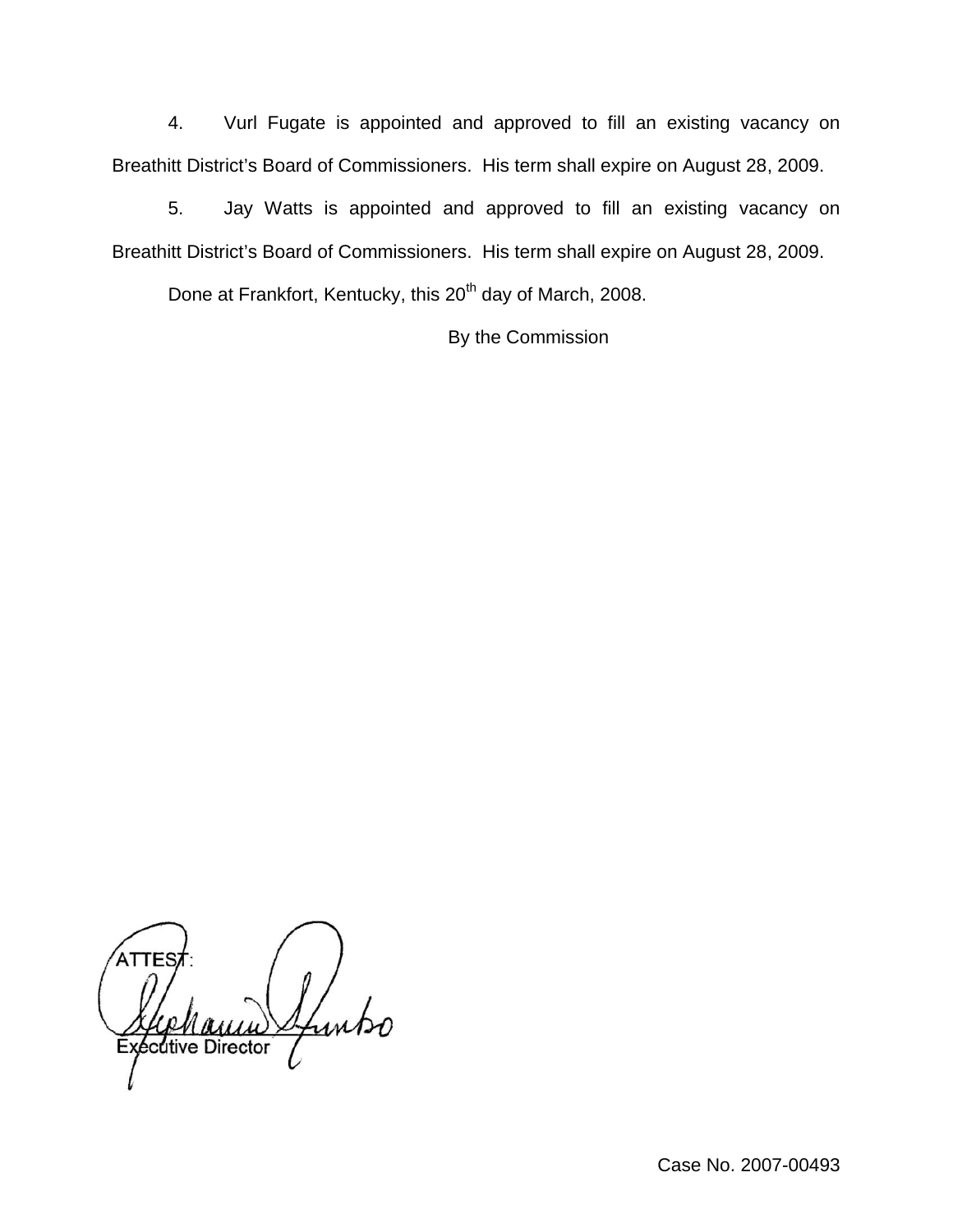4. Vurl Fugate is appointed and approved to fill an existing vacancy on Breathitt District's Board of Commissioners. His term shall expire on August 28, 2009.

5. Jay Watts is appointed and approved to fill an existing vacancy on Breathitt District's Board of Commissioners. His term shall expire on August 28, 2009.

Done at Frankfort, Kentucky, this 20th day of March, 2008.

By the Commission

ATTEST:

Executive Director

Case No. 2007-00493